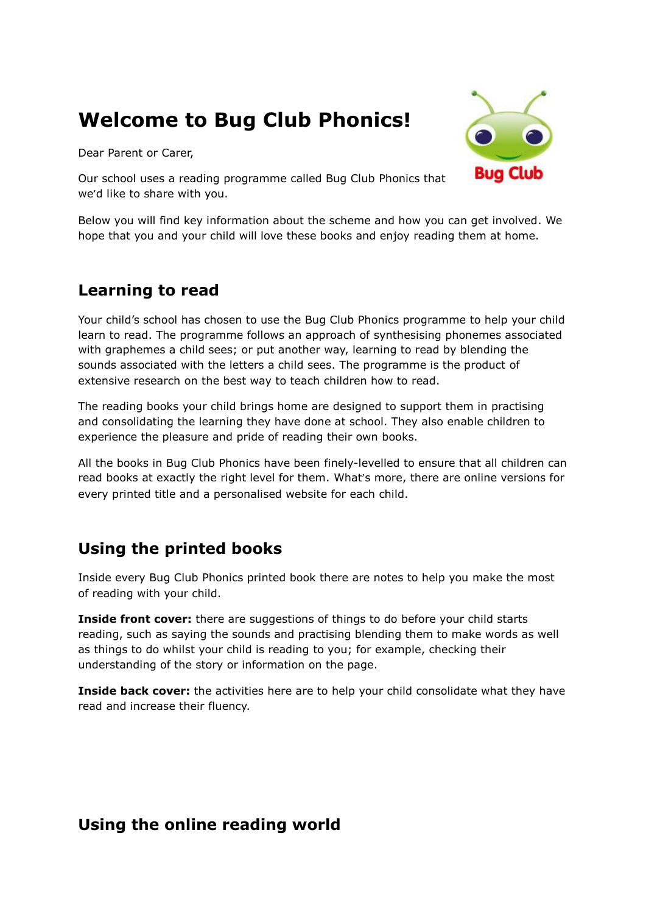# Welcome to Bug Club Phonics!

Dear Parent or Carer,

Our school uses a reading programme called Bug Club Phonics that we'd like to share with you.

Below you will find key information about the scheme and how you can get involved. We hope that you and your child will love these books and enjoy reading them at home.

## Learning to read

Your child's school has chosen to use the Bug Club Phonics programme to help your child learn to read. The programme follows an approach of synthesising phonemes associated with graphemes a child sees; or put another way, learning to read by blending the sounds associated with the letters a child sees. The programme is the product of extensive research on the best way to teach children how to read.

The reading books your child brings home are designed to support them in practising and consolidating the learning they have done at school. They also enable children to experience the pleasure and pride of reading their own books.

All the books in Bug Club Phonics have been finely-levelled to ensure that all children can read books at exactly the right level for them. What's more, there are online versions for every printed title and a personalised website for each child.

## Using the printed books

Inside every Bug Club Phonics printed book there are notes to help you make the most of reading with your child.

**Inside front cover:** there are suggestions of things to do before your child starts reading, such as saying the sounds and practising blending them to make words as well as things to do whilst your child is reading to you; for example, checking their understanding of the story or information on the page.

**Inside back cover:** the activities here are to help your child consolidate what they have read and increase their fluency.

## Using the online reading world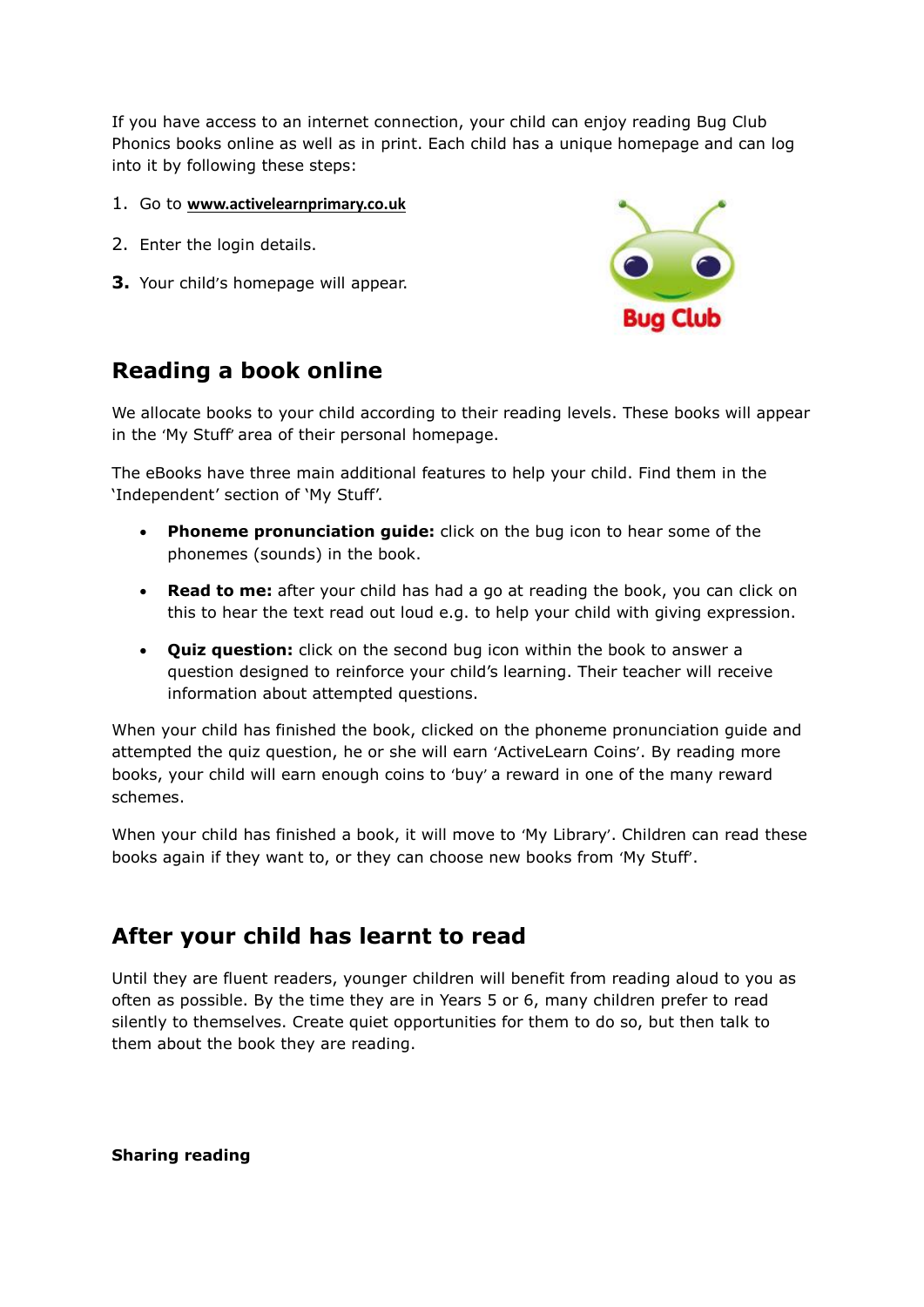If you have access to an internet connection, your child can enjoy reading Bug Club Phonics books online as well as in print. Each child has a unique homepage and can log into it by following these steps:

1. Go to **www.activelearnprimary.co.uk**
2. Enter the login details.
3. Your child's homepage will appear.

## Reading a book online

We allocate books to your child according to their reading levels. These books will appear in the 'My Stuff' area of their personal homepage.

The eBooks have three main additional features to help your child. Find them in the 'Independent' section of 'My Stuff'.

- **Phoneme pronunciation guide:** click on the bug icon to hear some of the phonemes (sounds) in the book.
- **Read to me:** after your child has had a go at reading the book, you can click on this to hear the text read out loud e.g. to help your child with giving expression.
- **Quiz question:** click on the second bug icon within the book to answer a question designed to reinforce your child's learning. Their teacher will receive information about attempted questions.

When your child has finished the book, clicked on the phoneme pronunciation guide and attempted the quiz question, he or she will earn 'ActiveLearn Coins'. By reading more books, your child will earn enough coins to 'buy' a reward in one of the many reward schemes.

When your child has finished a book, it will move to 'My Library'. Children can read these books again if they want to, or they can choose new books from 'My Stuff'.

## After your child has learnt to read

Until they are fluent readers, younger children will benefit from reading aloud to you as often as possible. By the time they are in Years 5 or 6, many children prefer to read silently to themselves. Create quiet opportunities for them to do so, but then talk to them about the book they are reading.

**Sharing reading**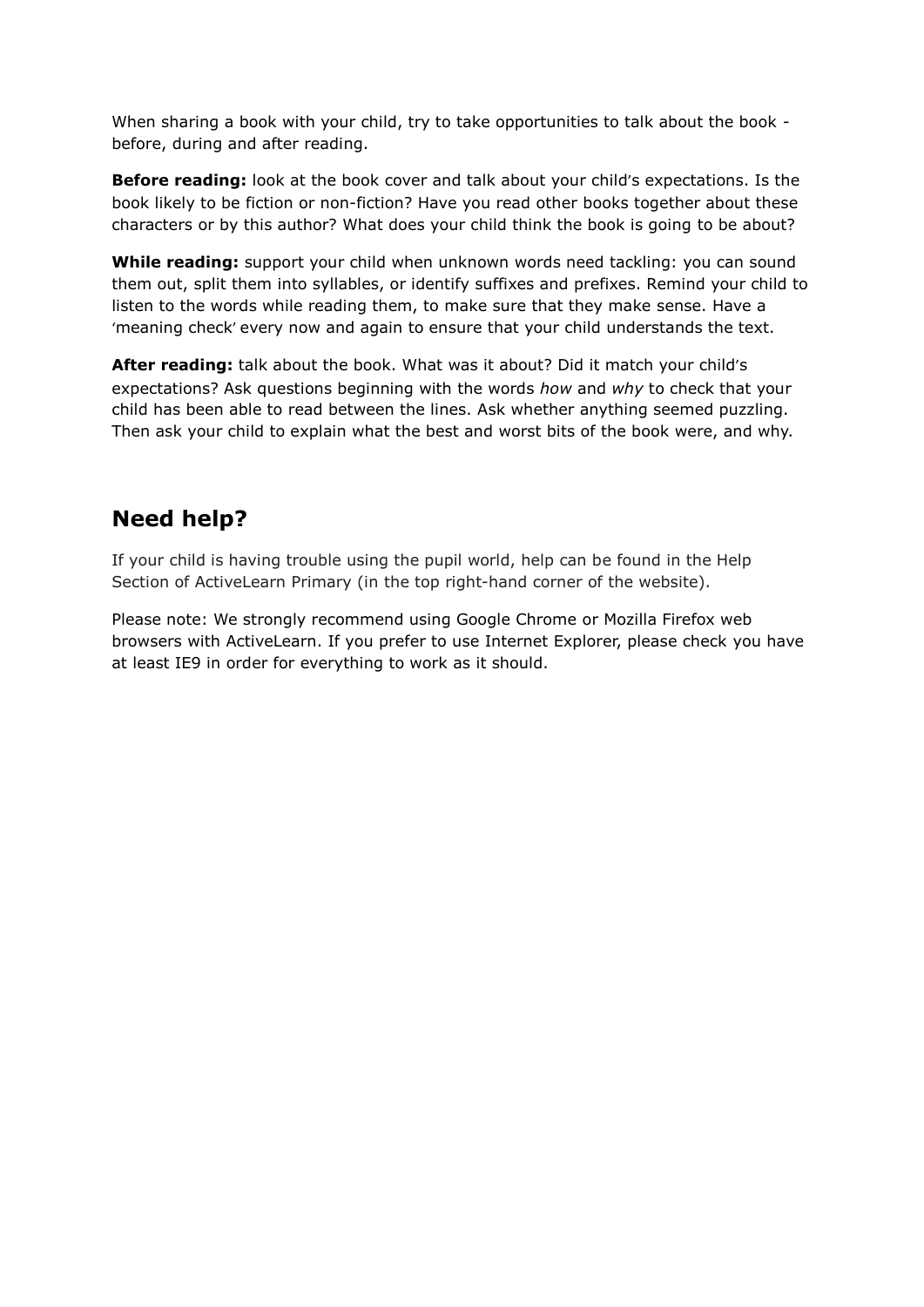When sharing a book with your child, try to take opportunities to talk about the book - before, during and after reading.

**Before reading:** look at the book cover and talk about your child's expectations. Is the book likely to be fiction or non-fiction? Have you read other books together about these characters or by this author? What does your child think the book is going to be about?

**While reading:** support your child when unknown words need tackling: you can sound them out, split them into syllables, or identify suffixes and prefixes. Remind your child to listen to the words while reading them, to make sure that they make sense. Have a 'meaning check' every now and again to ensure that your child understands the text.

**After reading:** talk about the book. What was it about? Did it match your child's expectations? Ask questions beginning with the words *how* and *why* to check that your child has been able to read between the lines. Ask whether anything seemed puzzling. Then ask your child to explain what the best and worst bits of the book were, and why.

## Need help?

If your child is having trouble using the pupil world, help can be found in the Help Section of ActiveLearn Primary (in the top right-hand corner of the website).

Please note: We strongly recommend using Google Chrome or Mozilla Firefox web browsers with ActiveLearn. If you prefer to use Internet Explorer, please check you have at least IE9 in order for everything to work as it should.